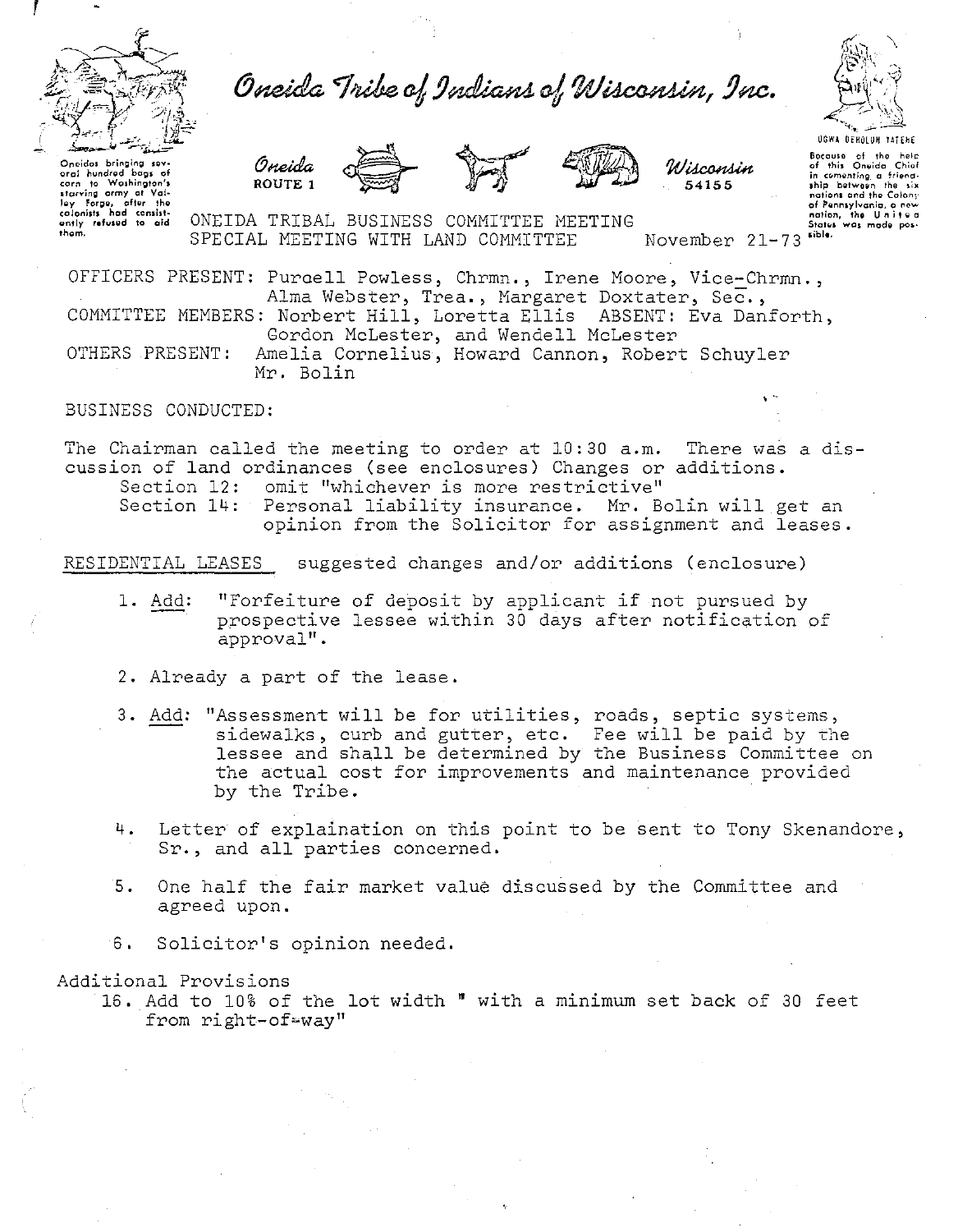# Oneida Tribe of Indians of Wisconsin, Inc.

Oneidas bringing several hundred bags of corn to Washington's starving army at Valley Forge, after the colonists had consistently refused to aid them.

Oneida ROUTE 1 — Wisconsin 54155

UGWA DEHOLUN YATEHE

Because of the help of this Oneida Chief in cementing a friendship between the six nations and the Colony of Pennsylvania, a new nation, the United States was made possible.

ONEIDA TRIBAL BUSINESS COMMITTEE MEETING
SPECIAL MEETING WITH LAND COMMITTEE November 21-73

OFFICERS PRESENT: Purcell Powless, Chrmn., Irene Moore, Vice-Chrmn., Alma Webster, Trea., Margaret Doxtater, Sec.,
COMMITTEE MEMBERS: Norbert Hill, Loretta Ellis ABSENT: Eva Danforth, Gordon McLester, and Wendell McLester
OTHERS PRESENT: Amelia Cornelius, Howard Cannon, Robert Schuyler Mr. Bolin

BUSINESS CONDUCTED:

The Chairman called the meeting to order at 10:30 a.m. There was a discussion of land ordinances (see enclosures) Changes or additions.
Section 12: omit "whichever is more restrictive"
Section 14: Personal liability insurance. Mr. Bolin will get an opinion from the Solicitor for assignment and leases.

RESIDENTIAL LEASES suggested changes and/or additions (enclosure)

1. Add: "Forfeiture of deposit by applicant if not pursued by prospective lessee within 30 days after notification of approval".

2. Already a part of the lease.

3. Add: "Assessment will be for utilities, roads, septic systems, sidewalks, curb and gutter, etc. Fee will be paid by the lessee and shall be determined by the Business Committee on the actual cost for improvements and maintenance provided by the Tribe.

4. Letter of explaination on this point to be sent to Tony Skenandore, Sr., and all parties concerned.

5. One half the fair market value discussed by the Committee and agreed upon.

6. Solicitor's opinion needed.

Additional Provisions
16. Add to 10% of the lot width " with a minimum set back of 30 feet from right-of-way"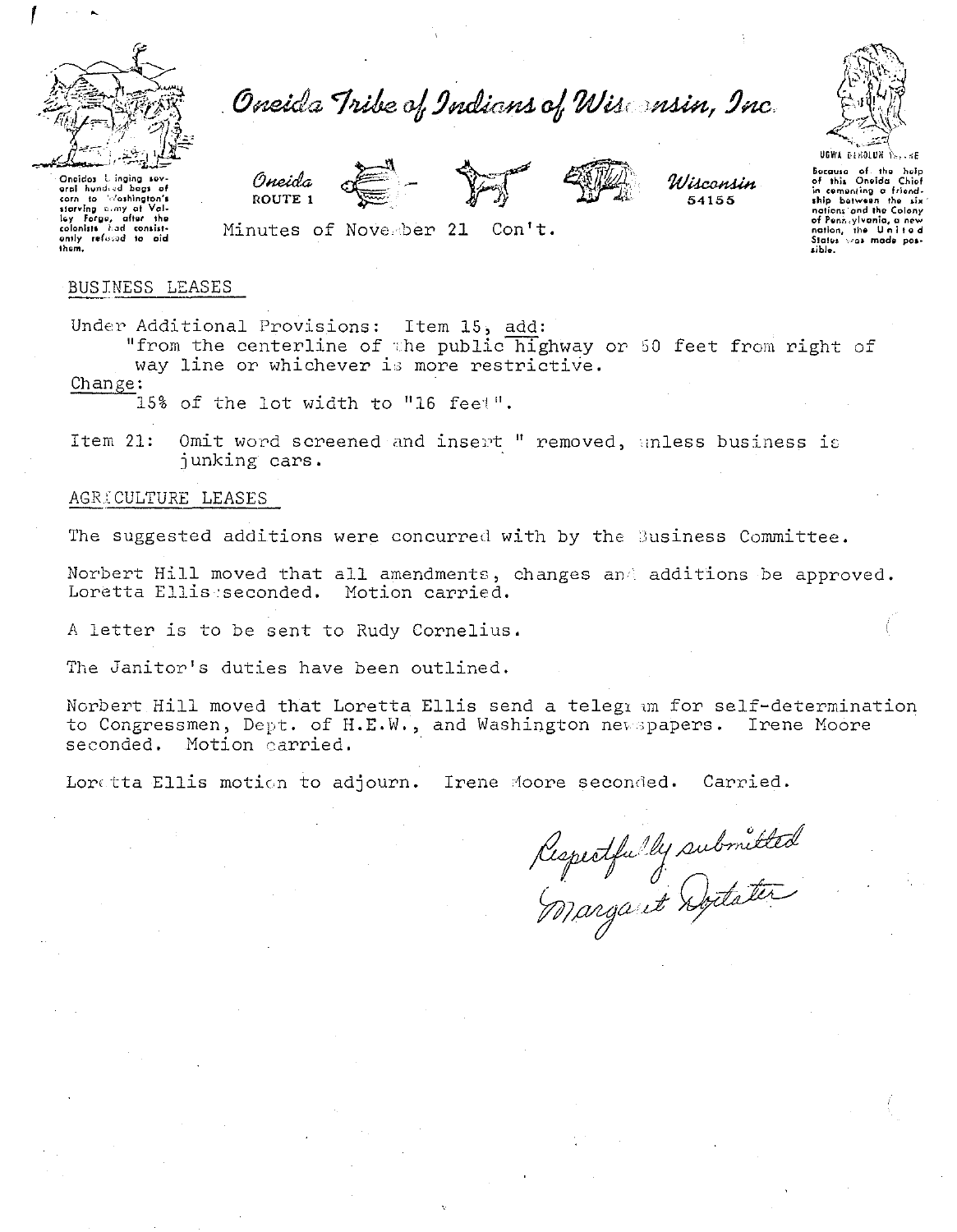# Oneida Tribe of Indians of Wisconsin, Inc.

Oneidas bringing several hundred bags of corn to Washington's starving army at Valley Forge, after the colonists had consistently refused to aid them.

Oneida
ROUTE 1

Wisconsin
54155

UGWA DEHOLUN YA...HE

Because of the help of this Oneida Chief in cementing a friendship between the six nations and the Colony of Pennsylvania, a new nation, the United States was made possible.

Minutes of November 21 Con't.

BUSINESS LEASES

Under Additional Provisions: Item 15, add:
"from the centerline of the public highway or 50 feet from right of way line or whichever is more restrictive.

Change:
15% of the lot width to "16 feet".

Item 21: Omit word screened and insert " removed, unless business is junking cars.

AGRICULTURE LEASES

The suggested additions were concurred with by the Business Committee.

Norbert Hill moved that all amendments, changes and additions be approved. Loretta Ellis seconded. Motion carried.

A letter is to be sent to Rudy Cornelius.

The Janitor's duties have been outlined.

Norbert Hill moved that Loretta Ellis send a telegram for self-determination to Congressmen, Dept. of H.E.W., and Washington newspapers. Irene Moore seconded. Motion carried.

Loretta Ellis motion to adjourn. Irene Moore seconded. Carried.

Respectfully submitted
Margaret Doxtater